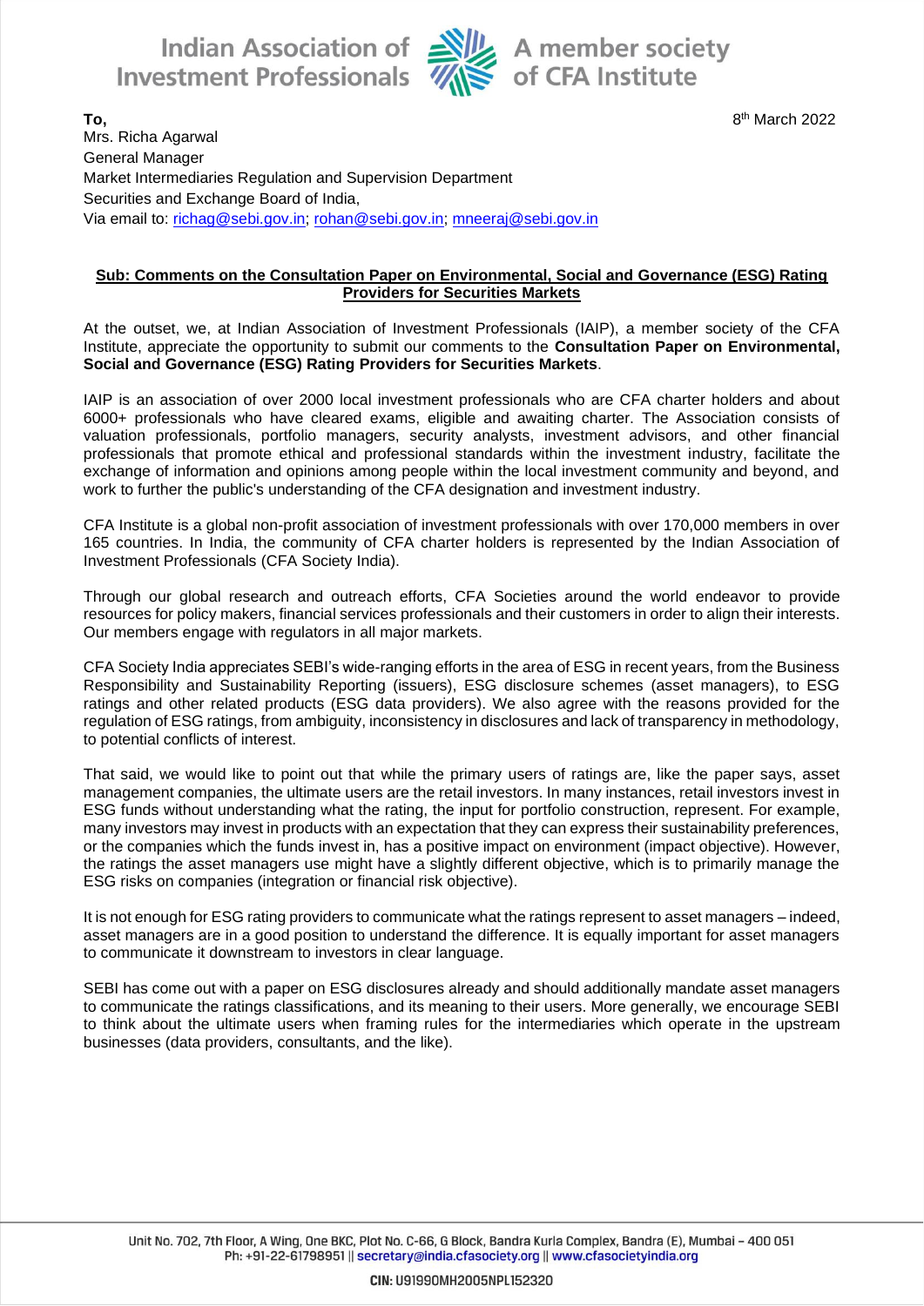Indian Association of Investment Professionals — A member society of CFA Institute

**To,**

8th March 2022

Mrs. Richa Agarwal
General Manager
Market Intermediaries Regulation and Supervision Department
Securities and Exchange Board of India,
Via email to: richag@sebi.gov.in; rohan@sebi.gov.in; mneeraj@sebi.gov.in

**Sub: Comments on the Consultation Paper on Environmental, Social and Governance (ESG) Rating Providers for Securities Markets**

At the outset, we, at Indian Association of Investment Professionals (IAIP), a member society of the CFA Institute, appreciate the opportunity to submit our comments to the **Consultation Paper on Environmental, Social and Governance (ESG) Rating Providers for Securities Markets**.

IAIP is an association of over 2000 local investment professionals who are CFA charter holders and about 6000+ professionals who have cleared exams, eligible and awaiting charter. The Association consists of valuation professionals, portfolio managers, security analysts, investment advisors, and other financial professionals that promote ethical and professional standards within the investment industry, facilitate the exchange of information and opinions among people within the local investment community and beyond, and work to further the public's understanding of the CFA designation and investment industry.

CFA Institute is a global non-profit association of investment professionals with over 170,000 members in over 165 countries. In India, the community of CFA charter holders is represented by the Indian Association of Investment Professionals (CFA Society India).

Through our global research and outreach efforts, CFA Societies around the world endeavor to provide resources for policy makers, financial services professionals and their customers in order to align their interests. Our members engage with regulators in all major markets.

CFA Society India appreciates SEBI's wide-ranging efforts in the area of ESG in recent years, from the Business Responsibility and Sustainability Reporting (issuers), ESG disclosure schemes (asset managers), to ESG ratings and other related products (ESG data providers). We also agree with the reasons provided for the regulation of ESG ratings, from ambiguity, inconsistency in disclosures and lack of transparency in methodology, to potential conflicts of interest.

That said, we would like to point out that while the primary users of ratings are, like the paper says, asset management companies, the ultimate users are the retail investors. In many instances, retail investors invest in ESG funds without understanding what the rating, the input for portfolio construction, represent. For example, many investors may invest in products with an expectation that they can express their sustainability preferences, or the companies which the funds invest in, has a positive impact on environment (impact objective). However, the ratings the asset managers use might have a slightly different objective, which is to primarily manage the ESG risks on companies (integration or financial risk objective).

It is not enough for ESG rating providers to communicate what the ratings represent to asset managers – indeed, asset managers are in a good position to understand the difference. It is equally important for asset managers to communicate it downstream to investors in clear language.

SEBI has come out with a paper on ESG disclosures already and should additionally mandate asset managers to communicate the ratings classifications, and its meaning to their users. More generally, we encourage SEBI to think about the ultimate users when framing rules for the intermediaries which operate in the upstream businesses (data providers, consultants, and the like).

Unit No. 702, 7th Floor, A Wing, One BKC, Plot No. C-66, G Block, Bandra Kurla Complex, Bandra (E), Mumbai – 400 051
Ph: +91-22-61798951 || secretary@india.cfasociety.org || www.cfasocietyindia.org

CIN: U91990MH2005NPL152320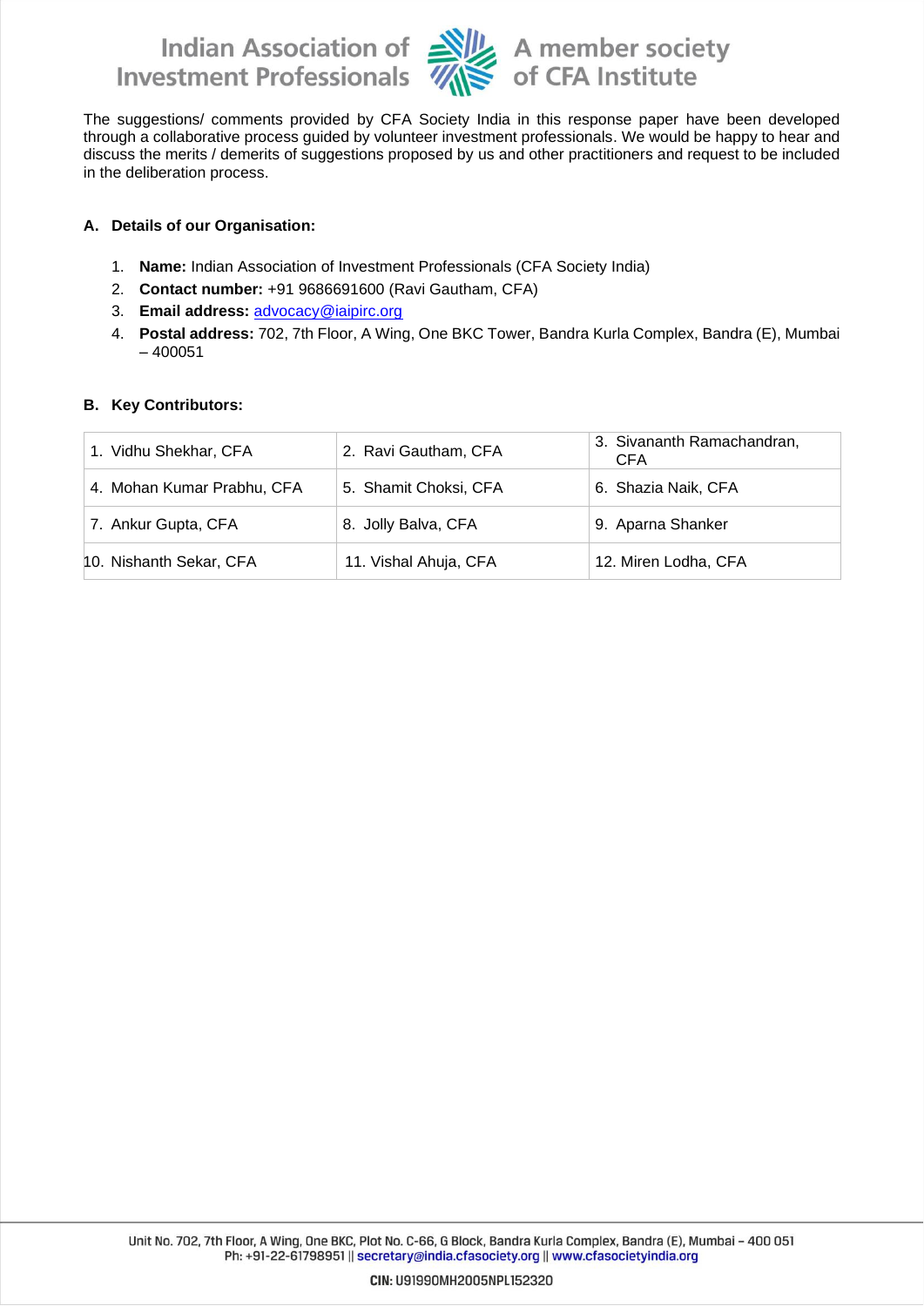The suggestions/ comments provided by CFA Society India in this response paper have been developed through a collaborative process guided by volunteer investment professionals. We would be happy to hear and discuss the merits / demerits of suggestions proposed by us and other practitioners and request to be included in the deliberation process.

**A. Details of our Organisation:**

1. **Name:** Indian Association of Investment Professionals (CFA Society India)
2. **Contact number:** +91 9686691600 (Ravi Gautham, CFA)
3. **Email address:** advocacy@iaipirc.org
4. **Postal address:** 702, 7th Floor, A Wing, One BKC Tower, Bandra Kurla Complex, Bandra (E), Mumbai – 400051

**B. Key Contributors:**

| | | |
|---|---|---|
| 1. Vidhu Shekhar, CFA | 2. Ravi Gautham, CFA | 3. Sivananth Ramachandran, CFA |
| 4. Mohan Kumar Prabhu, CFA | 5. Shamit Choksi, CFA | 6. Shazia Naik, CFA |
| 7. Ankur Gupta, CFA | 8. Jolly Balva, CFA | 9. Aparna Shanker |
| 10. Nishanth Sekar, CFA | 11. Vishal Ahuja, CFA | 12. Miren Lodha, CFA |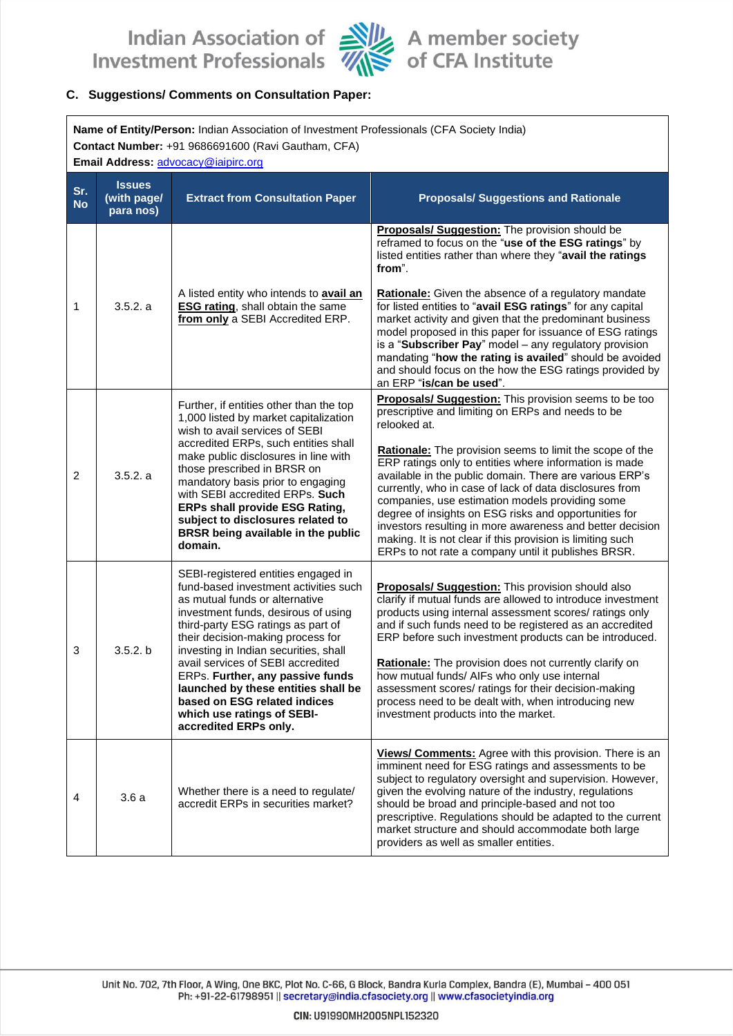### C. Suggestions/ Comments on Consultation Paper:

**Name of Entity/Person:** Indian Association of Investment Professionals (CFA Society India)
**Contact Number:** +91 9686691600 (Ravi Gautham, CFA)
**Email Address:** advocacy@iaipirc.org

| Sr. No | Issues (with page/ para nos) | Extract from Consultation Paper | Proposals/ Suggestions and Rationale |
|---|---|---|---|
| 1 | 3.5.2. a | A listed entity who intends to **avail an ESG rating**, shall obtain the same **from only** a SEBI Accredited ERP. | **Proposals/ Suggestion:** The provision should be reframed to focus on the "**use of the ESG ratings**" by listed entities rather than where they "**avail the ratings from**".<br><br>**Rationale:** Given the absence of a regulatory mandate for listed entities to "**avail ESG ratings**" for any capital market activity and given that the predominant business model proposed in this paper for issuance of ESG ratings is a "**Subscriber Pay**" model – any regulatory provision mandating "**how the rating is availed**" should be avoided and should focus on the how the ESG ratings provided by an ERP "**is/can be used**". |
| 2 | 3.5.2. a | Further, if entities other than the top 1,000 listed by market capitalization wish to avail services of SEBI accredited ERPs, such entities shall make public disclosures in line with those prescribed in BRSR on mandatory basis prior to engaging with SEBI accredited ERPs. **Such ERPs shall provide ESG Rating, subject to disclosures related to BRSR being available in the public domain.** | **Proposals/ Suggestion:** This provision seems to be too prescriptive and limiting on ERPs and needs to be relooked at.<br><br>**Rationale:** The provision seems to limit the scope of the ERP ratings only to entities where information is made available in the public domain. There are various ERP's currently, who in case of lack of data disclosures from companies, use estimation models providing some degree of insights on ESG risks and opportunities for investors resulting in more awareness and better decision making. It is not clear if this provision is limiting such ERPs to not rate a company until it publishes BRSR. |
| 3 | 3.5.2. b | SEBI-registered entities engaged in fund-based investment activities such as mutual funds or alternative investment funds, desirous of using third-party ESG ratings as part of their decision-making process for investing in Indian securities, shall avail services of SEBI accredited ERPs. **Further, any passive funds launched by these entities shall be based on ESG related indices which use ratings of SEBI-accredited ERPs only.** | **Proposals/ Suggestion:** This provision should also clarify if mutual funds are allowed to introduce investment products using internal assessment scores/ ratings only and if such funds need to be registered as an accredited ERP before such investment products can be introduced.<br><br>**Rationale:** The provision does not currently clarify on how mutual funds/ AIFs who only use internal assessment scores/ ratings for their decision-making process need to be dealt with, when introducing new investment products into the market. |
| 4 | 3.6 a | Whether there is a need to regulate/ accredit ERPs in securities market? | **Views/ Comments:** Agree with this provision. There is an imminent need for ESG ratings and assessments to be subject to regulatory oversight and supervision. However, given the evolving nature of the industry, regulations should be broad and principle-based and not too prescriptive. Regulations should be adapted to the current market structure and should accommodate both large providers as well as smaller entities. |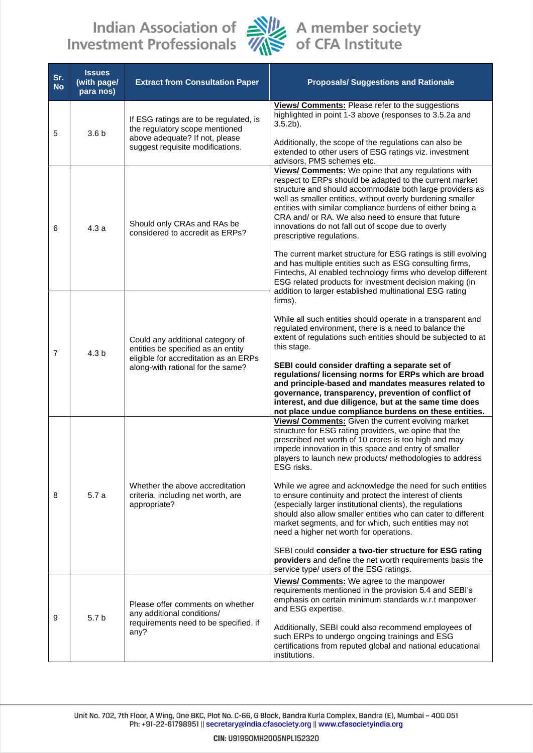| Sr. No | Issues (with page/ para nos) | Extract from Consultation Paper | Proposals/ Suggestions and Rationale |
| --- | --- | --- | --- |
| 5 | 3.6 b | If ESG ratings are to be regulated, is the regulatory scope mentioned above adequate? If not, please suggest requisite modifications. | **Views/ Comments:** Please refer to the suggestions highlighted in point 1-3 above (responses to 3.5.2a and 3.5.2b).<br><br>Additionally, the scope of the regulations can also be extended to other users of ESG ratings viz. investment advisors, PMS schemes etc. |
| 6 | 4.3 a | Should only CRAs and RAs be considered to accredit as ERPs? | **Views/ Comments:** We opine that any regulations with respect to ERPs should be adapted to the current market structure and should accommodate both large providers as well as smaller entities, without overly burdening smaller entities with similar compliance burdens of either being a CRA and/ or RA. We also need to ensure that future innovations do not fall out of scope due to overly prescriptive regulations.<br><br>The current market structure for ESG ratings is still evolving and has multiple entities such as ESG consulting firms, Fintechs, AI enabled technology firms who develop different ESG related products for investment decision making (in addition to larger established multinational ESG rating firms).<br><br>While all such entities should operate in a transparent and regulated environment, there is a need to balance the extent of regulations such entities should be subjected to at this stage.<br><br>**SEBI could consider drafting a separate set of regulations/ licensing norms for ERPs which are broad and principle-based and mandates measures related to governance, transparency, prevention of conflict of interest, and due diligence, but at the same time does not place undue compliance burdens on these entities.** |
| 7 | 4.3 b | Could any additional category of entities be specified as an entity eligible for accreditation as an ERPs along-with rational for the same? | |
| 8 | 5.7 a | Whether the above accreditation criteria, including net worth, are appropriate? | **Views/ Comments:** Given the current evolving market structure for ESG rating providers, we opine that the prescribed net worth of 10 crores is too high and may impede innovation in this space and entry of smaller players to launch new products/ methodologies to address ESG risks.<br><br>While we agree and acknowledge the need for such entities to ensure continuity and protect the interest of clients (especially larger institutional clients), the regulations should also allow smaller entities who can cater to different market segments, and for which, such entities may not need a higher net worth for operations.<br><br>SEBI could **consider a two-tier structure for ESG rating providers** and define the net worth requirements basis the service type/ users of the ESG ratings. |
| 9 | 5.7 b | Please offer comments on whether any additional conditions/ requirements need to be specified, if any? | **Views/ Comments:** We agree to the manpower requirements mentioned in the provision 5.4 and SEBI's emphasis on certain minimum standards w.r.t manpower and ESG expertise.<br><br>Additionally, SEBI could also recommend employees of such ERPs to undergo ongoing trainings and ESG certifications from reputed global and national educational institutions. |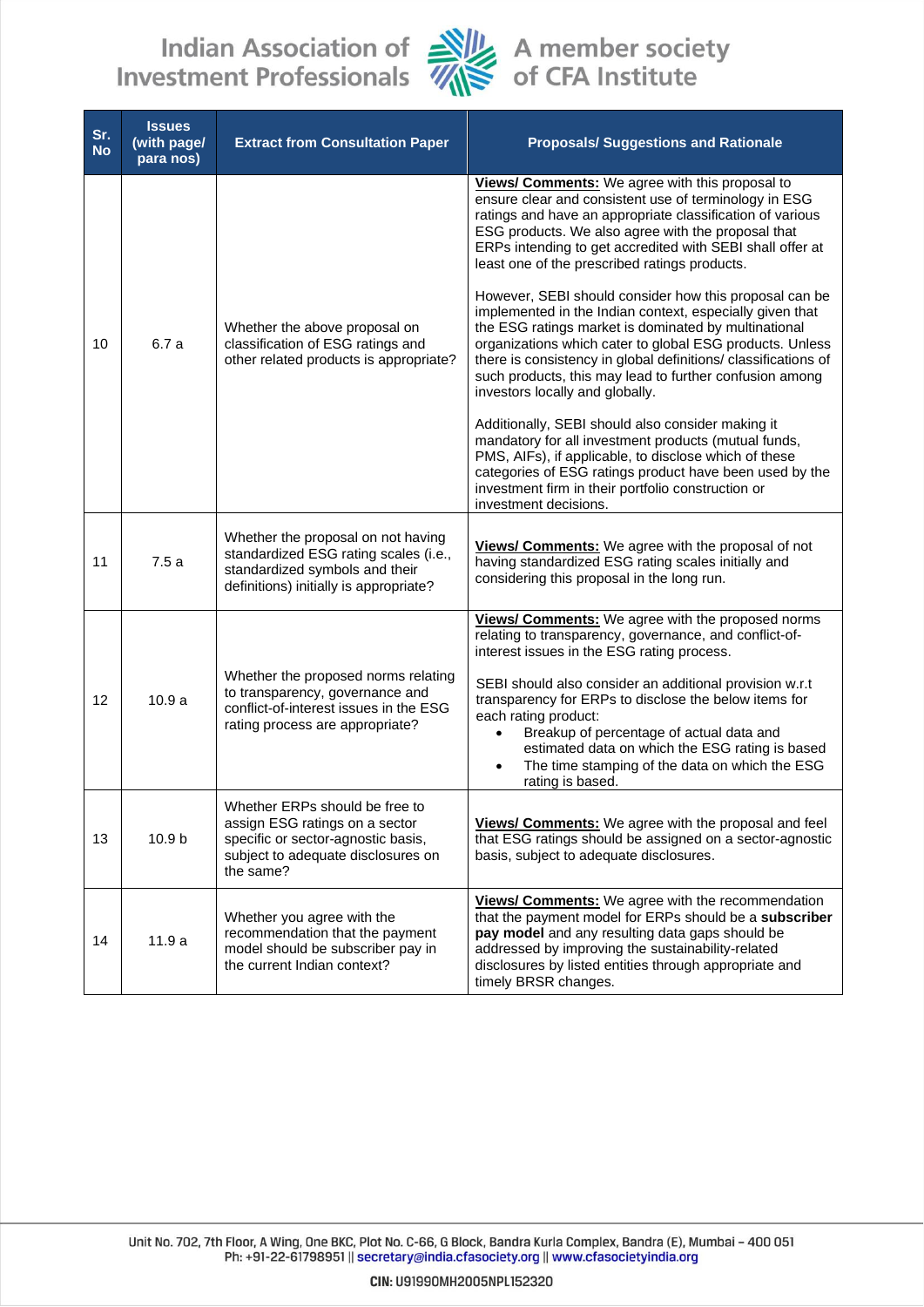| Sr. No | Issues (with page/ para nos) | Extract from Consultation Paper | Proposals/ Suggestions and Rationale |
|---|---|---|---|
| 10 | 6.7 a | Whether the above proposal on classification of ESG ratings and other related products is appropriate? | **Views/ Comments:** We agree with this proposal to ensure clear and consistent use of terminology in ESG ratings and have an appropriate classification of various ESG products. We also agree with the proposal that ERPs intending to get accredited with SEBI shall offer at least one of the prescribed ratings products.<br><br>However, SEBI should consider how this proposal can be implemented in the Indian context, especially given that the ESG ratings market is dominated by multinational organizations which cater to global ESG products. Unless there is consistency in global definitions/ classifications of such products, this may lead to further confusion among investors locally and globally.<br><br>Additionally, SEBI should also consider making it mandatory for all investment products (mutual funds, PMS, AIFs), if applicable, to disclose which of these categories of ESG ratings product have been used by the investment firm in their portfolio construction or investment decisions. |
| 11 | 7.5 a | Whether the proposal on not having standardized ESG rating scales (i.e., standardized symbols and their definitions) initially is appropriate? | **Views/ Comments:** We agree with the proposal of not having standardized ESG rating scales initially and considering this proposal in the long run. |
| 12 | 10.9 a | Whether the proposed norms relating to transparency, governance and conflict-of-interest issues in the ESG rating process are appropriate? | **Views/ Comments:** We agree with the proposed norms relating to transparency, governance, and conflict-of-interest issues in the ESG rating process.<br><br>SEBI should also consider an additional provision w.r.t transparency for ERPs to disclose the below items for each rating product:<br>• Breakup of percentage of actual data and estimated data on which the ESG rating is based<br>• The time stamping of the data on which the ESG rating is based. |
| 13 | 10.9 b | Whether ERPs should be free to assign ESG ratings on a sector specific or sector-agnostic basis, subject to adequate disclosures on the same? | **Views/ Comments:** We agree with the proposal and feel that ESG ratings should be assigned on a sector-agnostic basis, subject to adequate disclosures. |
| 14 | 11.9 a | Whether you agree with the recommendation that the payment model should be subscriber pay in the current Indian context? | **Views/ Comments:** We agree with the recommendation that the payment model for ERPs should be a **subscriber pay model** and any resulting data gaps should be addressed by improving the sustainability-related disclosures by listed entities through appropriate and timely BRSR changes. |